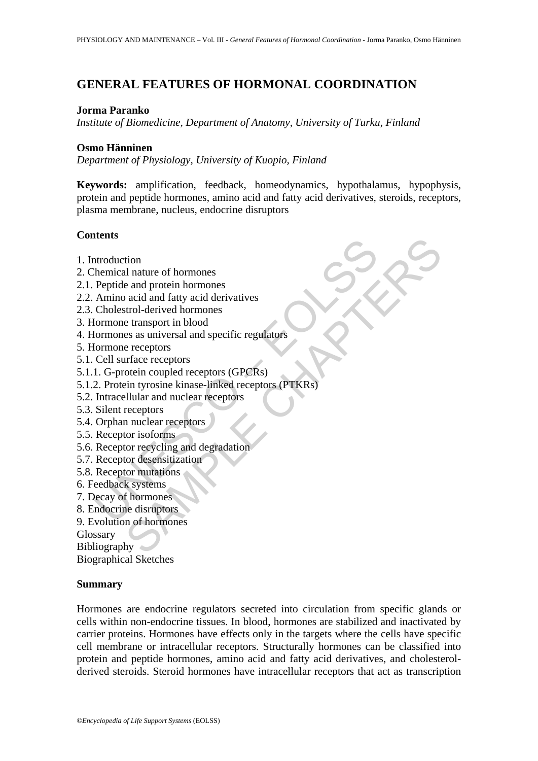# GENERAL FEATURES OF HORMONAL COORDINATION

**Jorma Paranko**

*Institute of Biomedicine, Department of Anatomy, University of Turku, Finland*

**Osmo Hänninen**

*Department of Physiology, University of Kuopio, Finland*

**Keywords:** amplification, feedback, homeodynamics, hypothalamus, hypophysis, protein and peptide hormones, amino acid and fatty acid derivatives, steroids, receptors, plasma membrane, nucleus, endocrine disruptors

## Contents

1. Introduction
2. Chemical nature of hormones
2.1. Peptide and protein hormones
2.2. Amino acid and fatty acid derivatives
2.3. Cholestrol-derived hormones
3. Hormone transport in blood
4. Hormones as universal and specific regulators
5. Hormone receptors
5.1. Cell surface receptors
5.1.1. G-protein coupled receptors (GPCRs)
5.1.2. Protein tyrosine kinase-linked receptors (PTKRs)
5.2. Intracellular and nuclear receptors
5.3. Silent receptors
5.4. Orphan nuclear receptors
5.5. Receptor isoforms
5.6. Receptor recycling and degradation
5.7. Receptor desensitization
5.8. Receptor mutations
6. Feedback systems
7. Decay of hormones
8. Endocrine disruptors
9. Evolution of hormones

Glossary

Bibliography

Biographical Sketches

## Summary

Hormones are endocrine regulators secreted into circulation from specific glands or cells within non-endocrine tissues. In blood, hormones are stabilized and inactivated by carrier proteins. Hormones have effects only in the targets where the cells have specific cell membrane or intracellular receptors. Structurally hormones can be classified into protein and peptide hormones, amino acid and fatty acid derivatives, and cholesterol-derived steroids. Steroid hormones have intracellular receptors that act as transcription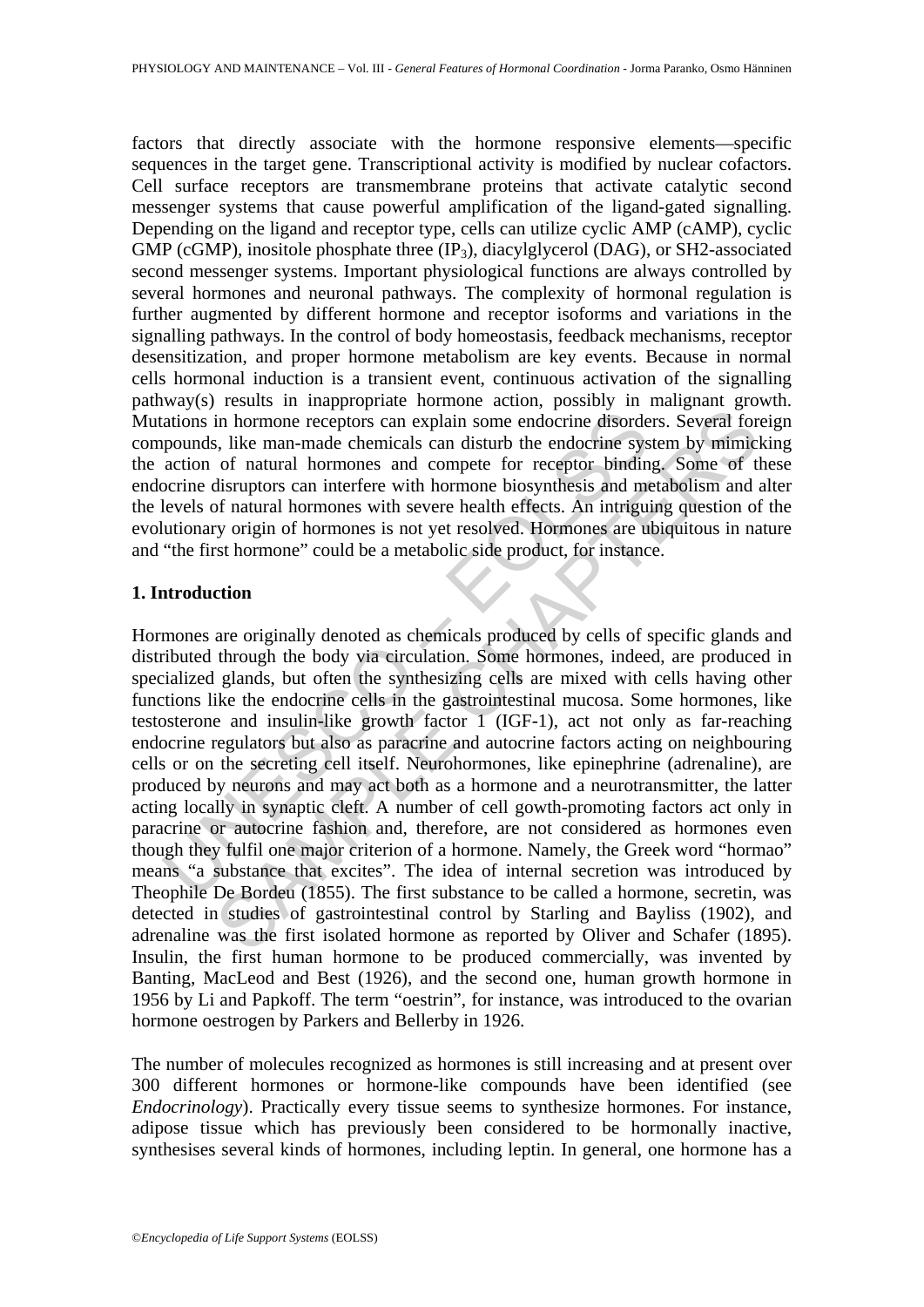factors that directly associate with the hormone responsive elements—specific sequences in the target gene. Transcriptional activity is modified by nuclear cofactors. Cell surface receptors are transmembrane proteins that activate catalytic second messenger systems that cause powerful amplification of the ligand-gated signalling. Depending on the ligand and receptor type, cells can utilize cyclic AMP (cAMP), cyclic GMP (cGMP), inositole phosphate three ($IP_3$), diacylglycerol (DAG), or SH2-associated second messenger systems. Important physiological functions are always controlled by several hormones and neuronal pathways. The complexity of hormonal regulation is further augmented by different hormone and receptor isoforms and variations in the signalling pathways. In the control of body homeostasis, feedback mechanisms, receptor desensitization, and proper hormone metabolism are key events. Because in normal cells hormonal induction is a transient event, continuous activation of the signalling pathway(s) results in inappropriate hormone action, possibly in malignant growth. Mutations in hormone receptors can explain some endocrine disorders. Several foreign compounds, like man-made chemicals can disturb the endocrine system by mimicking the action of natural hormones and compete for receptor binding. Some of these endocrine disruptors can interfere with hormone biosynthesis and metabolism and alter the levels of natural hormones with severe health effects. An intriguing question of the evolutionary origin of hormones is not yet resolved. Hormones are ubiquitous in nature and "the first hormone" could be a metabolic side product, for instance.

## 1. Introduction

Hormones are originally denoted as chemicals produced by cells of specific glands and distributed through the body via circulation. Some hormones, indeed, are produced in specialized glands, but often the synthesizing cells are mixed with cells having other functions like the endocrine cells in the gastrointestinal mucosa. Some hormones, like testosterone and insulin-like growth factor 1 (IGF-1), act not only as far-reaching endocrine regulators but also as paracrine and autocrine factors acting on neighbouring cells or on the secreting cell itself. Neurohormones, like epinephrine (adrenaline), are produced by neurons and may act both as a hormone and a neurotransmitter, the latter acting locally in synaptic cleft. A number of cell gowth-promoting factors act only in paracrine or autocrine fashion and, therefore, are not considered as hormones even though they fulfil one major criterion of a hormone. Namely, the Greek word "hormao" means "a substance that excites". The idea of internal secretion was introduced by Theophile De Bordeu (1855). The first substance to be called a hormone, secretin, was detected in studies of gastrointestinal control by Starling and Bayliss (1902), and adrenaline was the first isolated hormone as reported by Oliver and Schafer (1895). Insulin, the first human hormone to be produced commercially, was invented by Banting, MacLeod and Best (1926), and the second one, human growth hormone in 1956 by Li and Papkoff. The term "oestrin", for instance, was introduced to the ovarian hormone oestrogen by Parkers and Bellerby in 1926.

The number of molecules recognized as hormones is still increasing and at present over 300 different hormones or hormone-like compounds have been identified (see *Endocrinology*). Practically every tissue seems to synthesize hormones. For instance, adipose tissue which has previously been considered to be hormonally inactive, synthesises several kinds of hormones, including leptin. In general, one hormone has a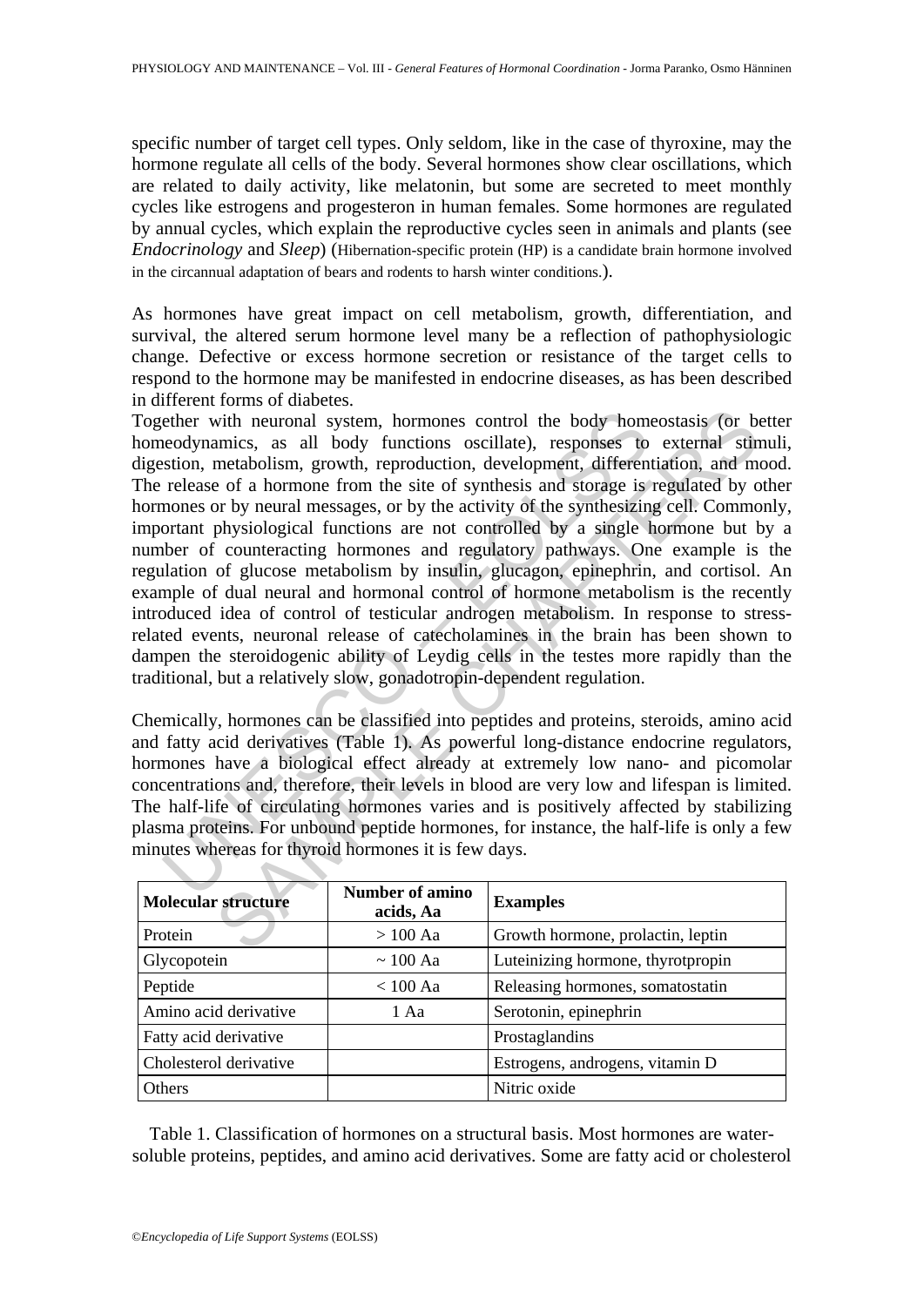specific number of target cell types. Only seldom, like in the case of thyroxine, may the hormone regulate all cells of the body. Several hormones show clear oscillations, which are related to daily activity, like melatonin, but some are secreted to meet monthly cycles like estrogens and progesteron in human females. Some hormones are regulated by annual cycles, which explain the reproductive cycles seen in animals and plants (see *Endocrinology* and *Sleep*) (Hibernation-specific protein (HP) is a candidate brain hormone involved in the circannual adaptation of bears and rodents to harsh winter conditions.).

As hormones have great impact on cell metabolism, growth, differentiation, and survival, the altered serum hormone level many be a reflection of pathophysiologic change. Defective or excess hormone secretion or resistance of the target cells to respond to the hormone may be manifested in endocrine diseases, as has been described in different forms of diabetes.

Together with neuronal system, hormones control the body homeostasis (or better homeodynamics, as all body functions oscillate), responses to external stimuli, digestion, metabolism, growth, reproduction, development, differentiation, and mood. The release of a hormone from the site of synthesis and storage is regulated by other hormones or by neural messages, or by the activity of the synthesizing cell. Commonly, important physiological functions are not controlled by a single hormone but by a number of counteracting hormones and regulatory pathways. One example is the regulation of glucose metabolism by insulin, glucagon, epinephrin, and cortisol. An example of dual neural and hormonal control of hormone metabolism is the recently introduced idea of control of testicular androgen metabolism. In response to stress-related events, neuronal release of catecholamines in the brain has been shown to dampen the steroidogenic ability of Leydig cells in the testes more rapidly than the traditional, but a relatively slow, gonadotropin-dependent regulation.

Chemically, hormones can be classified into peptides and proteins, steroids, amino acid and fatty acid derivatives (Table 1). As powerful long-distance endocrine regulators, hormones have a biological effect already at extremely low nano- and picomolar concentrations and, therefore, their levels in blood are very low and lifespan is limited. The half-life of circulating hormones varies and is positively affected by stabilizing plasma proteins. For unbound peptide hormones, for instance, the half-life is only a few minutes whereas for thyroid hormones it is few days.

| Molecular structure | Number of amino acids, Aa | Examples |
|---|---|---|
| Protein | > 100 Aa | Growth hormone, prolactin, leptin |
| Glycopotein | ~ 100 Aa | Luteinizing hormone, thyrotpropin |
| Peptide | < 100 Aa | Releasing hormones, somatostatin |
| Amino acid derivative | 1 Aa | Serotonin, epinephrin |
| Fatty acid derivative | | Prostaglandins |
| Cholesterol derivative | | Estrogens, androgens, vitamin D |
| Others | | Nitric oxide |

Table 1. Classification of hormones on a structural basis. Most hormones are water-soluble proteins, peptides, and amino acid derivatives. Some are fatty acid or cholesterol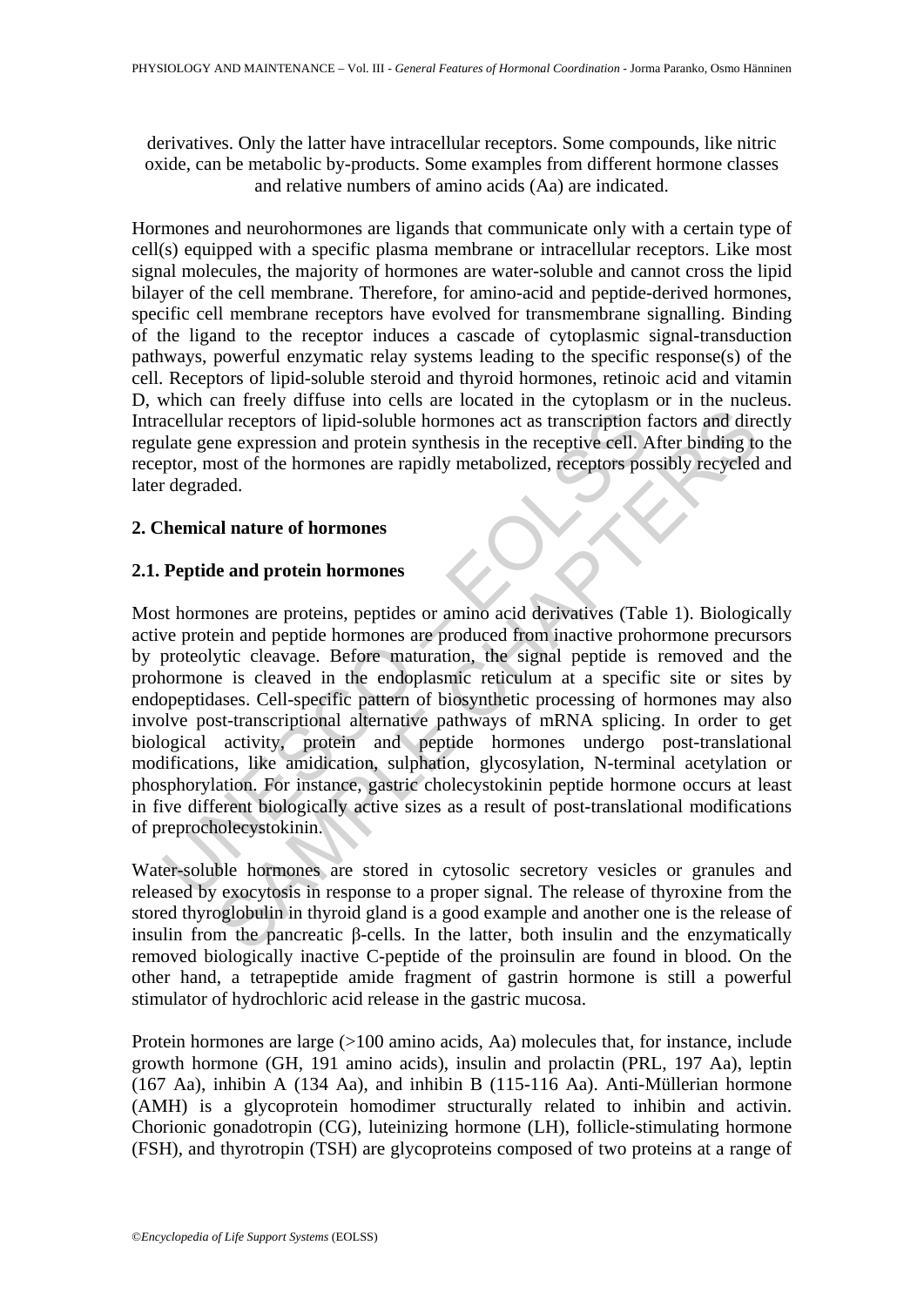derivatives. Only the latter have intracellular receptors. Some compounds, like nitric oxide, can be metabolic by-products. Some examples from different hormone classes and relative numbers of amino acids (Aa) are indicated.

Hormones and neurohormones are ligands that communicate only with a certain type of cell(s) equipped with a specific plasma membrane or intracellular receptors. Like most signal molecules, the majority of hormones are water-soluble and cannot cross the lipid bilayer of the cell membrane. Therefore, for amino-acid and peptide-derived hormones, specific cell membrane receptors have evolved for transmembrane signalling. Binding of the ligand to the receptor induces a cascade of cytoplasmic signal-transduction pathways, powerful enzymatic relay systems leading to the specific response(s) of the cell. Receptors of lipid-soluble steroid and thyroid hormones, retinoic acid and vitamin D, which can freely diffuse into cells are located in the cytoplasm or in the nucleus. Intracellular receptors of lipid-soluble hormones act as transcription factors and directly regulate gene expression and protein synthesis in the receptive cell. After binding to the receptor, most of the hormones are rapidly metabolized, receptors possibly recycled and later degraded.

## 2. Chemical nature of hormones

### 2.1. Peptide and protein hormones

Most hormones are proteins, peptides or amino acid derivatives (Table 1). Biologically active protein and peptide hormones are produced from inactive prohormone precursors by proteolytic cleavage. Before maturation, the signal peptide is removed and the prohormone is cleaved in the endoplasmic reticulum at a specific site or sites by endopeptidases. Cell-specific pattern of biosynthetic processing of hormones may also involve post-transcriptional alternative pathways of mRNA splicing. In order to get biological activity, protein and peptide hormones undergo post-translational modifications, like amidication, sulphation, glycosylation, N-terminal acetylation or phosphorylation. For instance, gastric cholecystokinin peptide hormone occurs at least in five different biologically active sizes as a result of post-translational modifications of preprocholecystokinin.

Water-soluble hormones are stored in cytosolic secretory vesicles or granules and released by exocytosis in response to a proper signal. The release of thyroxine from the stored thyroglobulin in thyroid gland is a good example and another one is the release of insulin from the pancreatic β-cells. In the latter, both insulin and the enzymatically removed biologically inactive C-peptide of the proinsulin are found in blood. On the other hand, a tetrapeptide amide fragment of gastrin hormone is still a powerful stimulator of hydrochloric acid release in the gastric mucosa.

Protein hormones are large (>100 amino acids, Aa) molecules that, for instance, include growth hormone (GH, 191 amino acids), insulin and prolactin (PRL, 197 Aa), leptin (167 Aa), inhibin A (134 Aa), and inhibin B (115-116 Aa). Anti-Müllerian hormone (AMH) is a glycoprotein homodimer structurally related to inhibin and activin. Chorionic gonadotropin (CG), luteinizing hormone (LH), follicle-stimulating hormone (FSH), and thyrotropin (TSH) are glycoproteins composed of two proteins at a range of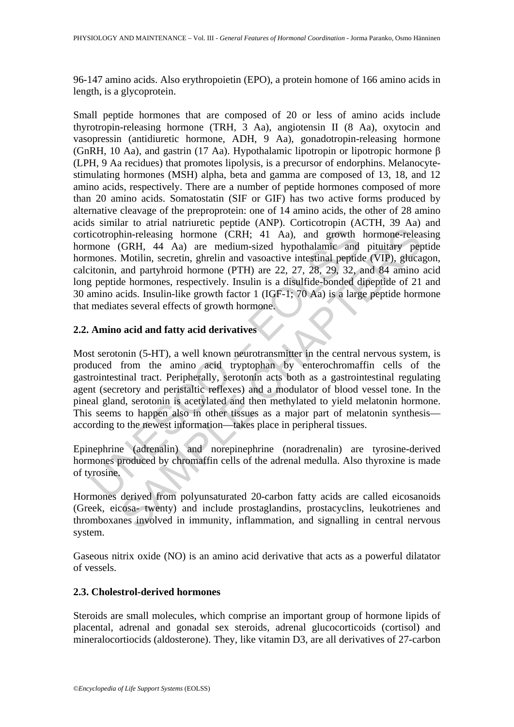96-147 amino acids. Also erythropoietin (EPO), a protein homone of 166 amino acids in length, is a glycoprotein.

Small peptide hormones that are composed of 20 or less of amino acids include thyrotropin-releasing hormone (TRH, 3 Aa), angiotensin II (8 Aa), oxytocin and vasopressin (antidiuretic hormone, ADH, 9 Aa), gonadotropin-releasing hormone (GnRH, 10 Aa), and gastrin (17 Aa). Hypothalamic lipotropin or lipotropic hormone β (LPH, 9 Aa recidues) that promotes lipolysis, is a precursor of endorphins. Melanocyte-stimulating hormones (MSH) alpha, beta and gamma are composed of 13, 18, and 12 amino acids, respectively. There are a number of peptide hormones composed of more than 20 amino acids. Somatostatin (SIF or GIF) has two active forms produced by alternative cleavage of the preproprotein: one of 14 amino acids, the other of 28 amino acids similar to atrial natriuretic peptide (ANP). Corticotropin (ACTH, 39 Aa) and corticotrophin-releasing hormone (CRH; 41 Aa), and growth hormone-releasing hormone (GRH, 44 Aa) are medium-sized hypothalamic and pituitary peptide hormones. Motilin, secretin, ghrelin and vasoactive intestinal peptide (VIP), glucagon, calcitonin, and partyhroid hormone (PTH) are 22, 27, 28, 29, 32, and 84 amino acid long peptide hormones, respectively. Insulin is a disulfide-bonded dipeptide of 21 and 30 amino acids. Insulin-like growth factor 1 (IGF-1; 70 Aa) is a large peptide hormone that mediates several effects of growth hormone.

### 2.2. Amino acid and fatty acid derivatives

Most serotonin (5-HT), a well known neurotransmitter in the central nervous system, is produced from the amino acid tryptophan by enterochromaffin cells of the gastrointestinal tract. Peripherally, serotonin acts both as a gastrointestinal regulating agent (secretory and peristaltic reflexes) and a modulator of blood vessel tone. In the pineal gland, serotonin is acetylated and then methylated to yield melatonin hormone. This seems to happen also in other tissues as a major part of melatonin synthesis—according to the newest information—takes place in peripheral tissues.

Epinephrine (adrenalin) and norepinephrine (noradrenalin) are tyrosine-derived hormones produced by chromaffin cells of the adrenal medulla. Also thyroxine is made of tyrosine.

Hormones derived from polyunsaturated 20-carbon fatty acids are called eicosanoids (Greek, eicosa- twenty) and include prostaglandins, prostacyclins, leukotrienes and thromboxanes involved in immunity, inflammation, and signalling in central nervous system.

Gaseous nitrix oxide (NO) is an amino acid derivative that acts as a powerful dilatator of vessels.

### 2.3. Cholestrol-derived hormones

Steroids are small molecules, which comprise an important group of hormone lipids of placental, adrenal and gonadal sex steroids, adrenal glucocorticoids (cortisol) and mineralocortiocids (aldosterone). They, like vitamin D3, are all derivatives of 27-carbon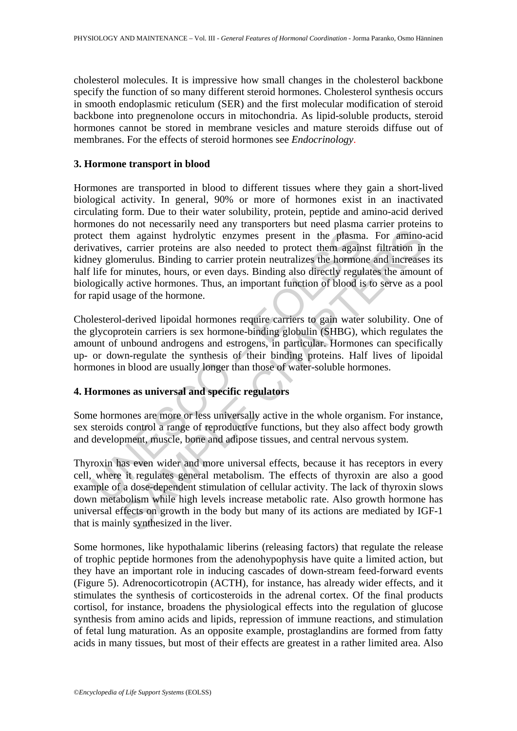cholesterol molecules. It is impressive how small changes in the cholesterol backbone specify the function of so many different steroid hormones. Cholesterol synthesis occurs in smooth endoplasmic reticulum (SER) and the first molecular modification of steroid backbone into pregnenolone occurs in mitochondria. As lipid-soluble products, steroid hormones cannot be stored in membrane vesicles and mature steroids diffuse out of membranes. For the effects of steroid hormones see *Endocrinology*.

## 3. Hormone transport in blood

Hormones are transported in blood to different tissues where they gain a short-lived biological activity. In general, 90% or more of hormones exist in an inactivated circulating form. Due to their water solubility, protein, peptide and amino-acid derived hormones do not necessarily need any transporters but need plasma carrier proteins to protect them against hydrolytic enzymes present in the plasma. For amino-acid derivatives, carrier proteins are also needed to protect them against filtration in the kidney glomerulus. Binding to carrier protein neutralizes the hormone and increases its half life for minutes, hours, or even days. Binding also directly regulates the amount of biologically active hormones. Thus, an important function of blood is to serve as a pool for rapid usage of the hormone.

Cholesterol-derived lipoidal hormones require carriers to gain water solubility. One of the glycoprotein carriers is sex hormone-binding globulin (SHBG), which regulates the amount of unbound androgens and estrogens, in particular. Hormones can specifically up- or down-regulate the synthesis of their binding proteins. Half lives of lipoidal hormones in blood are usually longer than those of water-soluble hormones.

## 4. Hormones as universal and specific regulators

Some hormones are more or less universally active in the whole organism. For instance, sex steroids control a range of reproductive functions, but they also affect body growth and development, muscle, bone and adipose tissues, and central nervous system.

Thyroxin has even wider and more universal effects, because it has receptors in every cell, where it regulates general metabolism. The effects of thyroxin are also a good example of a dose-dependent stimulation of cellular activity. The lack of thyroxin slows down metabolism while high levels increase metabolic rate. Also growth hormone has universal effects on growth in the body but many of its actions are mediated by IGF-1 that is mainly synthesized in the liver.

Some hormones, like hypothalamic liberins (releasing factors) that regulate the release of trophic peptide hormones from the adenohypophysis have quite a limited action, but they have an important role in inducing cascades of down-stream feed-forward events (Figure 5). Adrenocorticotropin (ACTH), for instance, has already wider effects, and it stimulates the synthesis of corticosteroids in the adrenal cortex. Of the final products cortisol, for instance, broadens the physiological effects into the regulation of glucose synthesis from amino acids and lipids, repression of immune reactions, and stimulation of fetal lung maturation. As an opposite example, prostaglandins are formed from fatty acids in many tissues, but most of their effects are greatest in a rather limited area. Also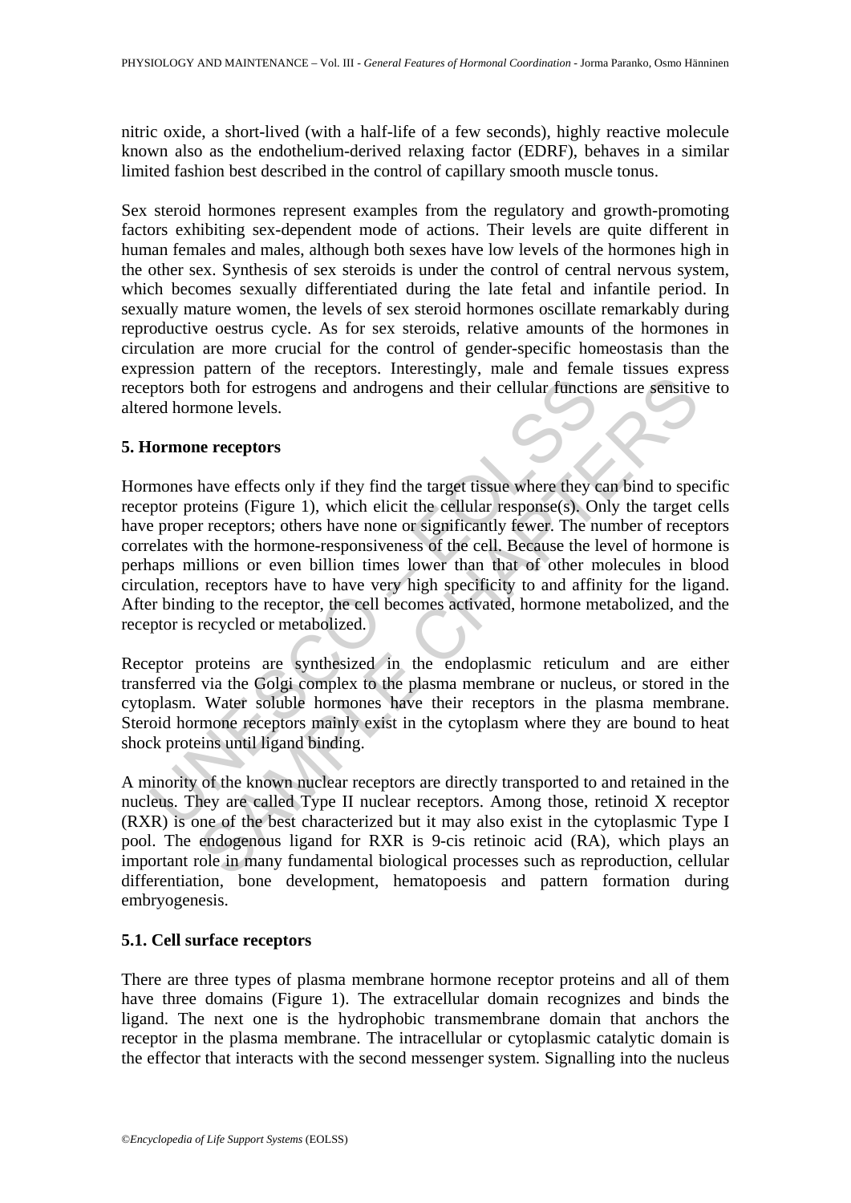nitric oxide, a short-lived (with a half-life of a few seconds), highly reactive molecule known also as the endothelium-derived relaxing factor (EDRF), behaves in a similar limited fashion best described in the control of capillary smooth muscle tonus.

Sex steroid hormones represent examples from the regulatory and growth-promoting factors exhibiting sex-dependent mode of actions. Their levels are quite different in human females and males, although both sexes have low levels of the hormones high in the other sex. Synthesis of sex steroids is under the control of central nervous system, which becomes sexually differentiated during the late fetal and infantile period. In sexually mature women, the levels of sex steroid hormones oscillate remarkably during reproductive oestrus cycle. As for sex steroids, relative amounts of the hormones in circulation are more crucial for the control of gender-specific homeostasis than the expression pattern of the receptors. Interestingly, male and female tissues express receptors both for estrogens and androgens and their cellular functions are sensitive to altered hormone levels.

## 5. Hormone receptors

Hormones have effects only if they find the target tissue where they can bind to specific receptor proteins (Figure 1), which elicit the cellular response(s). Only the target cells have proper receptors; others have none or significantly fewer. The number of receptors correlates with the hormone-responsiveness of the cell. Because the level of hormone is perhaps millions or even billion times lower than that of other molecules in blood circulation, receptors have to have very high specificity to and affinity for the ligand. After binding to the receptor, the cell becomes activated, hormone metabolized, and the receptor is recycled or metabolized.

Receptor proteins are synthesized in the endoplasmic reticulum and are either transferred via the Golgi complex to the plasma membrane or nucleus, or stored in the cytoplasm. Water soluble hormones have their receptors in the plasma membrane. Steroid hormone receptors mainly exist in the cytoplasm where they are bound to heat shock proteins until ligand binding.

A minority of the known nuclear receptors are directly transported to and retained in the nucleus. They are called Type II nuclear receptors. Among those, retinoid X receptor (RXR) is one of the best characterized but it may also exist in the cytoplasmic Type I pool. The endogenous ligand for RXR is 9-cis retinoic acid (RA), which plays an important role in many fundamental biological processes such as reproduction, cellular differentiation, bone development, hematopoesis and pattern formation during embryogenesis.

### 5.1. Cell surface receptors

There are three types of plasma membrane hormone receptor proteins and all of them have three domains (Figure 1). The extracellular domain recognizes and binds the ligand. The next one is the hydrophobic transmembrane domain that anchors the receptor in the plasma membrane. The intracellular or cytoplasmic catalytic domain is the effector that interacts with the second messenger system. Signalling into the nucleus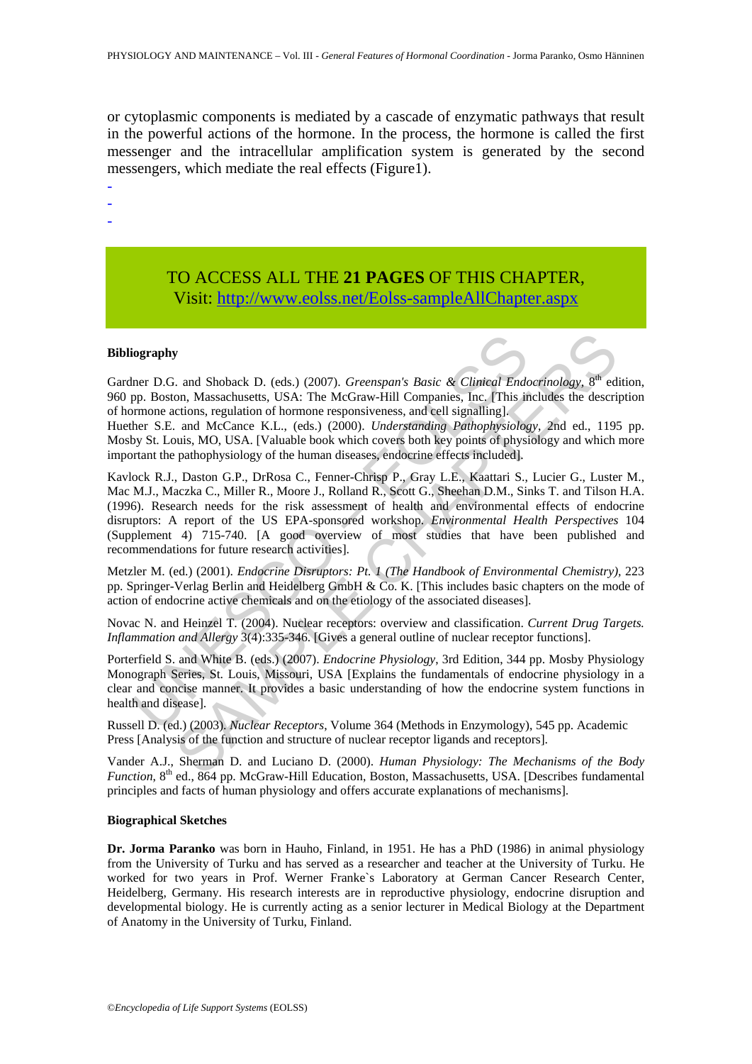or cytoplasmic components is mediated by a cascade of enzymatic pathways that result in the powerful actions of the hormone. In the process, the hormone is called the first messenger and the intracellular amplification system is generated by the second messengers, which mediate the real effects (Figure1).

-
-
-

TO ACCESS ALL THE **21 PAGES** OF THIS CHAPTER,
Visit: http://www.eolss.net/Eolss-sampleAllChapter.aspx

**Bibliography**

Gardner D.G. and Shoback D. (eds.) (2007). *Greenspan's Basic & Clinical Endocrinology*, 8th edition, 960 pp. Boston, Massachusetts, USA: The McGraw-Hill Companies, Inc. [This includes the description of hormone actions, regulation of hormone responsiveness, and cell signalling].

Huether S.E. and McCance K.L., (eds.) (2000). *Understanding Pathophysiology*, 2nd ed., 1195 pp. Mosby St. Louis, MO, USA. [Valuable book which covers both key points of physiology and which more important the pathophysiology of the human diseases, endocrine effects included].

Kavlock R.J., Daston G.P., DrRosa C., Fenner-Chrisp P., Gray L.E., Kaattari S., Lucier G., Luster M., Mac M.J., Maczka C., Miller R., Moore J., Rolland R., Scott G., Sheehan D.M., Sinks T. and Tilson H.A. (1996). Research needs for the risk assessment of health and environmental effects of endocrine disruptors: A report of the US EPA-sponsored workshop. *Environmental Health Perspectives* 104 (Supplement 4) 715-740. [A good overview of most studies that have been published and recommendations for future research activities].

Metzler M. (ed.) (2001). *Endocrine Disruptors: Pt. 1 (The Handbook of Environmental Chemistry)*, 223 pp. Springer-Verlag Berlin and Heidelberg GmbH & Co. K. [This includes basic chapters on the mode of action of endocrine active chemicals and on the etiology of the associated diseases].

Novac N. and Heinzel T. (2004). Nuclear receptors: overview and classification. *Current Drug Targets. Inflammation and Allergy* 3(4):335-346. [Gives a general outline of nuclear receptor functions].

Porterfield S. and White B. (eds.) (2007). *Endocrine Physiology*, 3rd Edition, 344 pp. Mosby Physiology Monograph Series, St. Louis, Missouri, USA [Explains the fundamentals of endocrine physiology in a clear and concise manner. It provides a basic understanding of how the endocrine system functions in health and disease].

Russell D. (ed.) (2003). *Nuclear Receptors*, Volume 364 (Methods in Enzymology), 545 pp. Academic Press [Analysis of the function and structure of nuclear receptor ligands and receptors].

Vander A.J., Sherman D. and Luciano D. (2000). *Human Physiology: The Mechanisms of the Body Function*, 8th ed., 864 pp. McGraw-Hill Education, Boston, Massachusetts, USA. [Describes fundamental principles and facts of human physiology and offers accurate explanations of mechanisms].

**Biographical Sketches**

**Dr. Jorma Paranko** was born in Hauho, Finland, in 1951. He has a PhD (1986) in animal physiology from the University of Turku and has served as a researcher and teacher at the University of Turku. He worked for two years in Prof. Werner Franke`s Laboratory at German Cancer Research Center, Heidelberg, Germany. His research interests are in reproductive physiology, endocrine disruption and developmental biology. He is currently acting as a senior lecturer in Medical Biology at the Department of Anatomy in the University of Turku, Finland.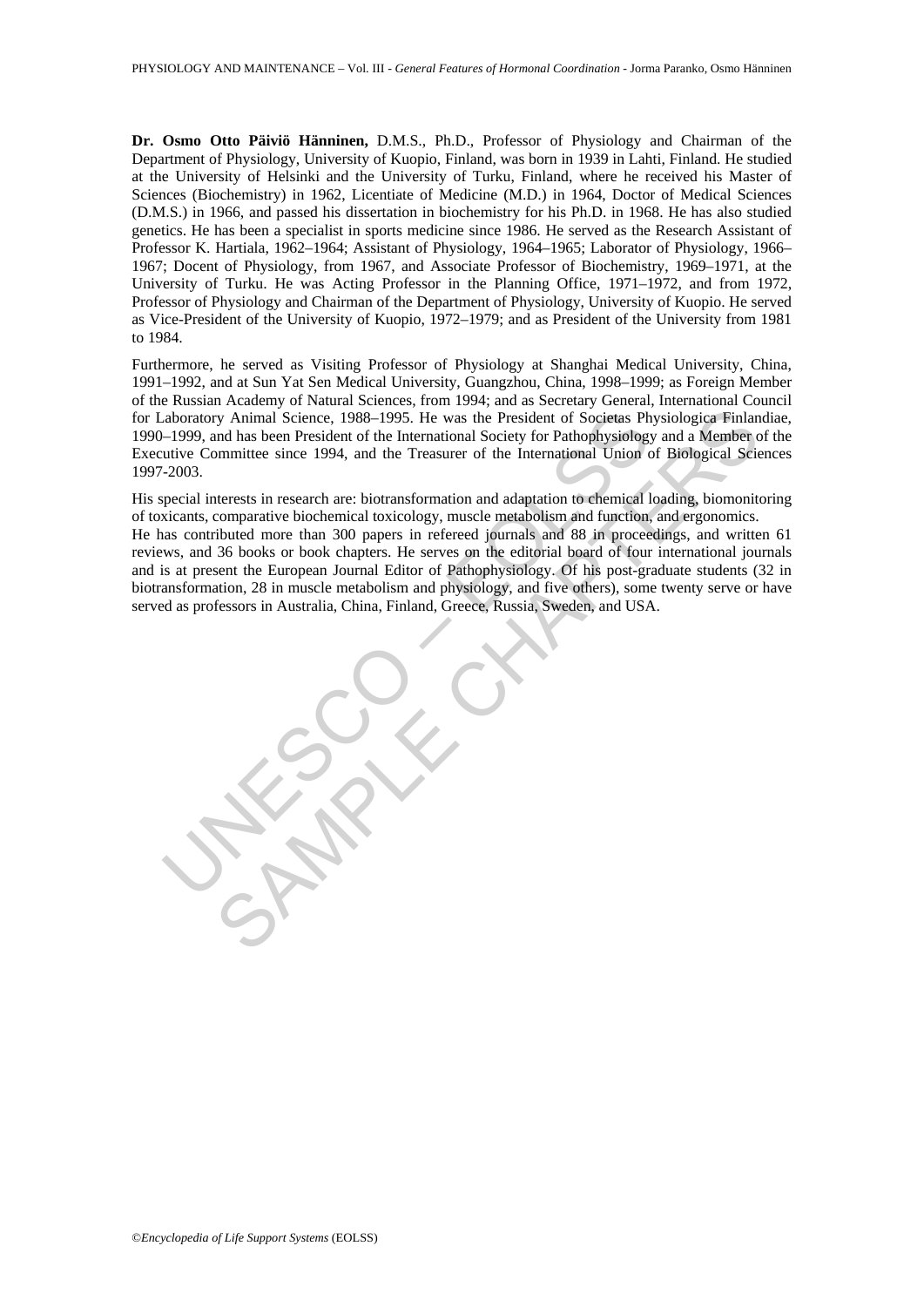**Dr. Osmo Otto Päiviö Hänninen,** D.M.S., Ph.D., Professor of Physiology and Chairman of the Department of Physiology, University of Kuopio, Finland, was born in 1939 in Lahti, Finland. He studied at the University of Helsinki and the University of Turku, Finland, where he received his Master of Sciences (Biochemistry) in 1962, Licentiate of Medicine (M.D.) in 1964, Doctor of Medical Sciences (D.M.S.) in 1966, and passed his dissertation in biochemistry for his Ph.D. in 1968. He has also studied genetics. He has been a specialist in sports medicine since 1986. He served as the Research Assistant of Professor K. Hartiala, 1962–1964; Assistant of Physiology, 1964–1965; Laborator of Physiology, 1966–1967; Docent of Physiology, from 1967, and Associate Professor of Biochemistry, 1969–1971, at the University of Turku. He was Acting Professor in the Planning Office, 1971–1972, and from 1972, Professor of Physiology and Chairman of the Department of Physiology, University of Kuopio. He served as Vice-President of the University of Kuopio, 1972–1979; and as President of the University from 1981 to 1984.

Furthermore, he served as Visiting Professor of Physiology at Shanghai Medical University, China, 1991–1992, and at Sun Yat Sen Medical University, Guangzhou, China, 1998–1999; as Foreign Member of the Russian Academy of Natural Sciences, from 1994; and as Secretary General, International Council for Laboratory Animal Science, 1988–1995. He was the President of Societas Physiologica Finlandiae, 1990–1999, and has been President of the International Society for Pathophysiology and a Member of the Executive Committee since 1994, and the Treasurer of the International Union of Biological Sciences 1997-2003.

His special interests in research are: biotransformation and adaptation to chemical loading, biomonitoring of toxicants, comparative biochemical toxicology, muscle metabolism and function, and ergonomics.

He has contributed more than 300 papers in refereed journals and 88 in proceedings, and written 61 reviews, and 36 books or book chapters. He serves on the editorial board of four international journals and is at present the European Journal Editor of Pathophysiology. Of his post-graduate students (32 in biotransformation, 28 in muscle metabolism and physiology, and five others), some twenty serve or have served as professors in Australia, China, Finland, Greece, Russia, Sweden, and USA.